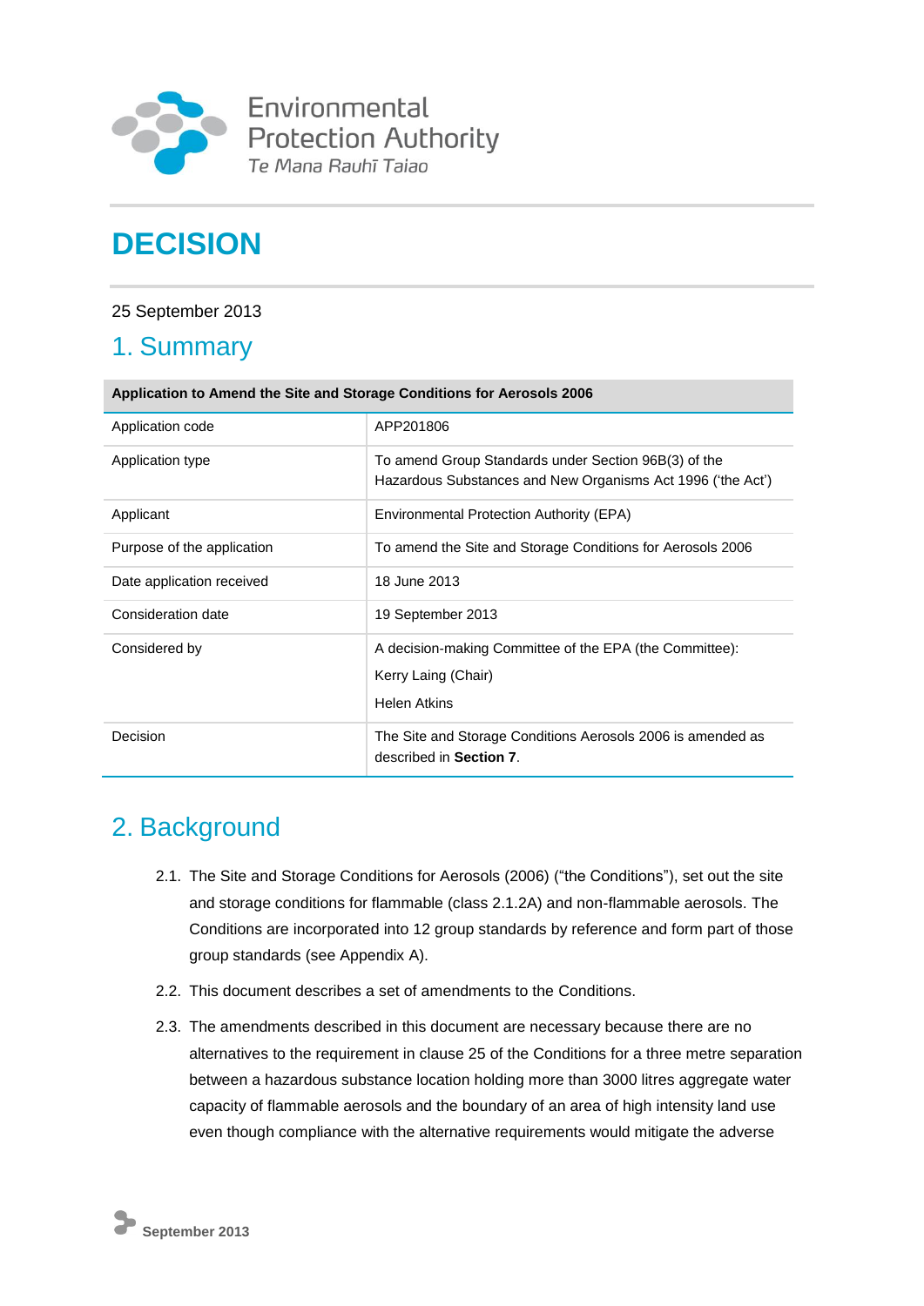Environmental Protection Authority

*Te Mana Rauhī Taiao*

# DECISION

25 September 2013

## 1. Summary

| Application to Amend the Site and Storage Conditions for Aerosols 2006 | |
|---|---|
| Application code | APP201806 |
| Application type | To amend Group Standards under Section 96B(3) of the Hazardous Substances and New Organisms Act 1996 ('the Act') |
| Applicant | Environmental Protection Authority (EPA) |
| Purpose of the application | To amend the Site and Storage Conditions for Aerosols 2006 |
| Date application received | 18 June 2013 |
| Consideration date | 19 September 2013 |
| Considered by | A decision-making Committee of the EPA (the Committee):<br>Kerry Laing (Chair)<br>Helen Atkins |
| Decision | The Site and Storage Conditions Aerosols 2006 is amended as described in **Section 7**. |

## 2. Background

2.1. The Site and Storage Conditions for Aerosols (2006) ("the Conditions"), set out the site and storage conditions for flammable (class 2.1.2A) and non-flammable aerosols. The Conditions are incorporated into 12 group standards by reference and form part of those group standards (see Appendix A).

2.2. This document describes a set of amendments to the Conditions.

2.3. The amendments described in this document are necessary because there are no alternatives to the requirement in clause 25 of the Conditions for a three metre separation between a hazardous substance location holding more than 3000 litres aggregate water capacity of flammable aerosols and the boundary of an area of high intensity land use even though compliance with the alternative requirements would mitigate the adverse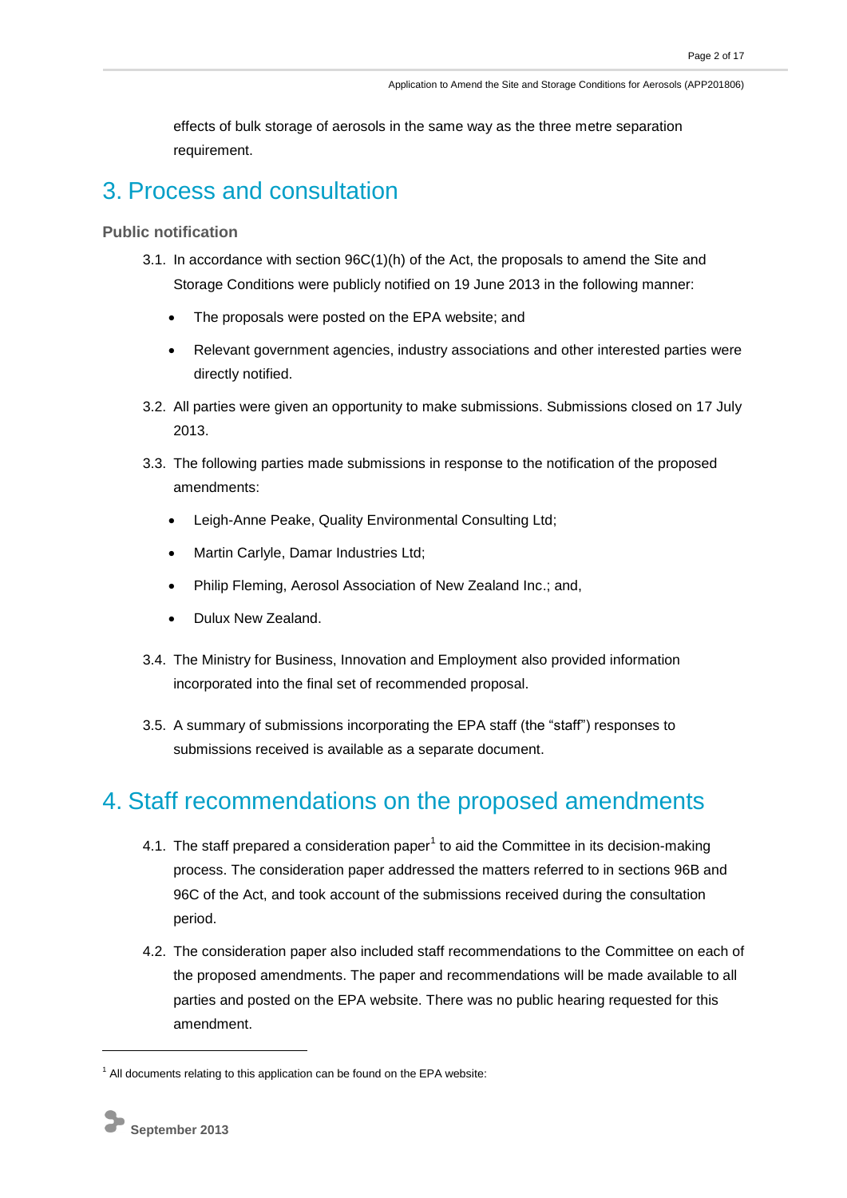effects of bulk storage of aerosols in the same way as the three metre separation requirement.

## 3. Process and consultation

### Public notification

3.1. In accordance with section 96C(1)(h) of the Act, the proposals to amend the Site and Storage Conditions were publicly notified on 19 June 2013 in the following manner:

- The proposals were posted on the EPA website; and
- Relevant government agencies, industry associations and other interested parties were directly notified.

3.2. All parties were given an opportunity to make submissions. Submissions closed on 17 July 2013.

3.3. The following parties made submissions in response to the notification of the proposed amendments:

- Leigh-Anne Peake, Quality Environmental Consulting Ltd;
- Martin Carlyle, Damar Industries Ltd;
- Philip Fleming, Aerosol Association of New Zealand Inc.; and,
- Dulux New Zealand.

3.4. The Ministry for Business, Innovation and Employment also provided information incorporated into the final set of recommended proposal.

3.5. A summary of submissions incorporating the EPA staff (the "staff") responses to submissions received is available as a separate document.

## 4. Staff recommendations on the proposed amendments

4.1. The staff prepared a consideration paper[1] to aid the Committee in its decision-making process. The consideration paper addressed the matters referred to in sections 96B and 96C of the Act, and took account of the submissions received during the consultation period.

4.2. The consideration paper also included staff recommendations to the Committee on each of the proposed amendments. The paper and recommendations will be made available to all parties and posted on the EPA website. There was no public hearing requested for this amendment.

---

[1] All documents relating to this application can be found on the EPA website: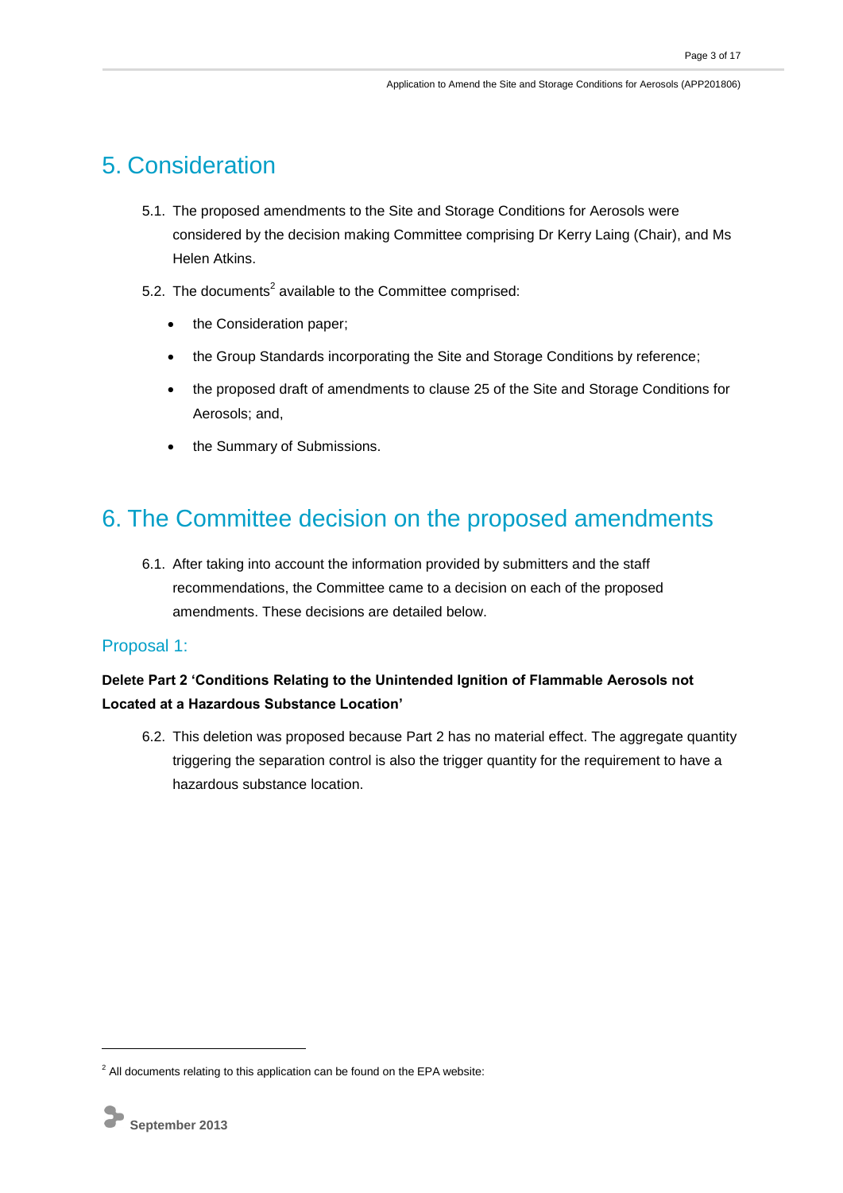# 5. Consideration

5.1. The proposed amendments to the Site and Storage Conditions for Aerosols were considered by the decision making Committee comprising Dr Kerry Laing (Chair), and Ms Helen Atkins.

5.2. The documents[2] available to the Committee comprised:

- the Consideration paper;
- the Group Standards incorporating the Site and Storage Conditions by reference;
- the proposed draft of amendments to clause 25 of the Site and Storage Conditions for Aerosols; and,
- the Summary of Submissions.

# 6. The Committee decision on the proposed amendments

6.1. After taking into account the information provided by submitters and the staff recommendations, the Committee came to a decision on each of the proposed amendments. These decisions are detailed below.

## Proposal 1:

**Delete Part 2 'Conditions Relating to the Unintended Ignition of Flammable Aerosols not Located at a Hazardous Substance Location'**

6.2. This deletion was proposed because Part 2 has no material effect. The aggregate quantity triggering the separation control is also the trigger quantity for the requirement to have a hazardous substance location.

[2] All documents relating to this application can be found on the EPA website: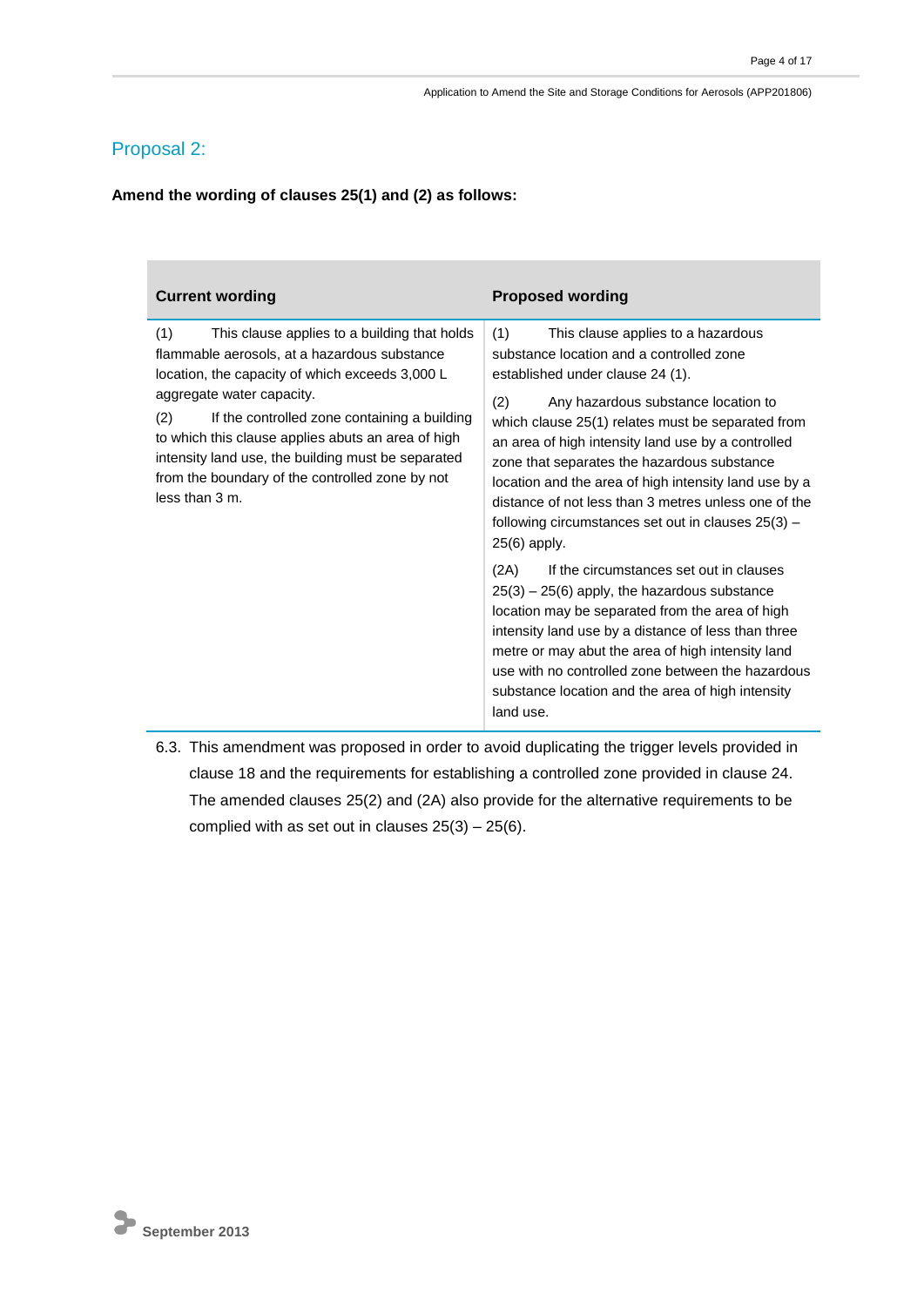## Proposal 2:

**Amend the wording of clauses 25(1) and (2) as follows:**

| Current wording | Proposed wording |
|---|---|
| (1) This clause applies to a building that holds flammable aerosols, at a hazardous substance location, the capacity of which exceeds 3,000 L aggregate water capacity.<br><br>(2) If the controlled zone containing a building to which this clause applies abuts an area of high intensity land use, the building must be separated from the boundary of the controlled zone by not less than 3 m. | (1) This clause applies to a hazardous substance location and a controlled zone established under clause 24 (1).<br><br>(2) Any hazardous substance location to which clause 25(1) relates must be separated from an area of high intensity land use by a controlled zone that separates the hazardous substance location and the area of high intensity land use by a distance of not less than 3 metres unless one of the following circumstances set out in clauses 25(3) – 25(6) apply.<br><br>(2A) If the circumstances set out in clauses 25(3) – 25(6) apply, the hazardous substance location may be separated from the area of high intensity land use by a distance of less than three metre or may abut the area of high intensity land use with no controlled zone between the hazardous substance location and the area of high intensity land use. |

6.3. This amendment was proposed in order to avoid duplicating the trigger levels provided in clause 18 and the requirements for establishing a controlled zone provided in clause 24. The amended clauses 25(2) and (2A) also provide for the alternative requirements to be complied with as set out in clauses 25(3) – 25(6).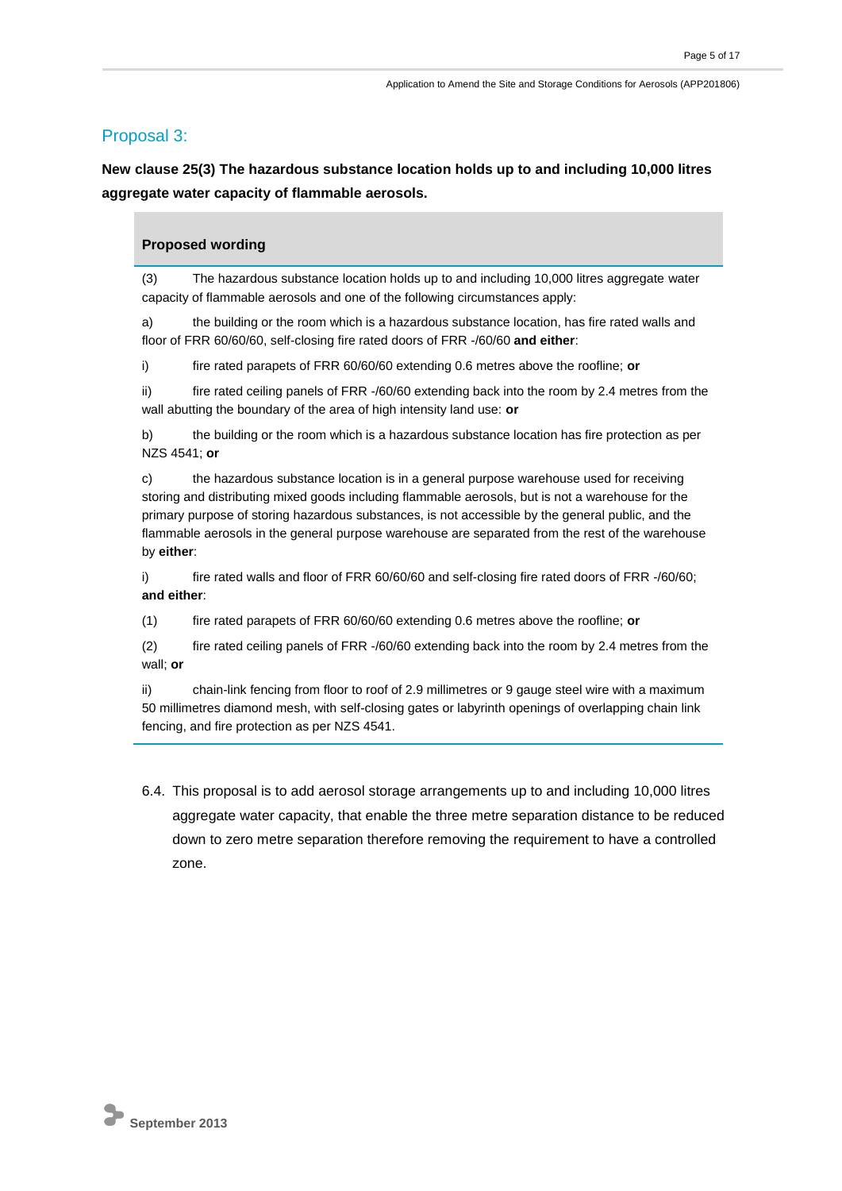## Proposal 3:

**New clause 25(3) The hazardous substance location holds up to and including 10,000 litres aggregate water capacity of flammable aerosols.**

**Proposed wording**

(3) The hazardous substance location holds up to and including 10,000 litres aggregate water capacity of flammable aerosols and one of the following circumstances apply:

a) the building or the room which is a hazardous substance location, has fire rated walls and floor of FRR 60/60/60, self-closing fire rated doors of FRR -/60/60 **and either**:

i) fire rated parapets of FRR 60/60/60 extending 0.6 metres above the roofline; **or**

ii) fire rated ceiling panels of FRR -/60/60 extending back into the room by 2.4 metres from the wall abutting the boundary of the area of high intensity land use: **or**

b) the building or the room which is a hazardous substance location has fire protection as per NZS 4541; **or**

c) the hazardous substance location is in a general purpose warehouse used for receiving storing and distributing mixed goods including flammable aerosols, but is not a warehouse for the primary purpose of storing hazardous substances, is not accessible by the general public, and the flammable aerosols in the general purpose warehouse are separated from the rest of the warehouse by **either**:

i) fire rated walls and floor of FRR 60/60/60 and self-closing fire rated doors of FRR -/60/60; **and either**:

(1) fire rated parapets of FRR 60/60/60 extending 0.6 metres above the roofline; **or**

(2) fire rated ceiling panels of FRR -/60/60 extending back into the room by 2.4 metres from the wall; **or**

ii) chain-link fencing from floor to roof of 2.9 millimetres or 9 gauge steel wire with a maximum 50 millimetres diamond mesh, with self-closing gates or labyrinth openings of overlapping chain link fencing, and fire protection as per NZS 4541.

6.4. This proposal is to add aerosol storage arrangements up to and including 10,000 litres aggregate water capacity, that enable the three metre separation distance to be reduced down to zero metre separation therefore removing the requirement to have a controlled zone.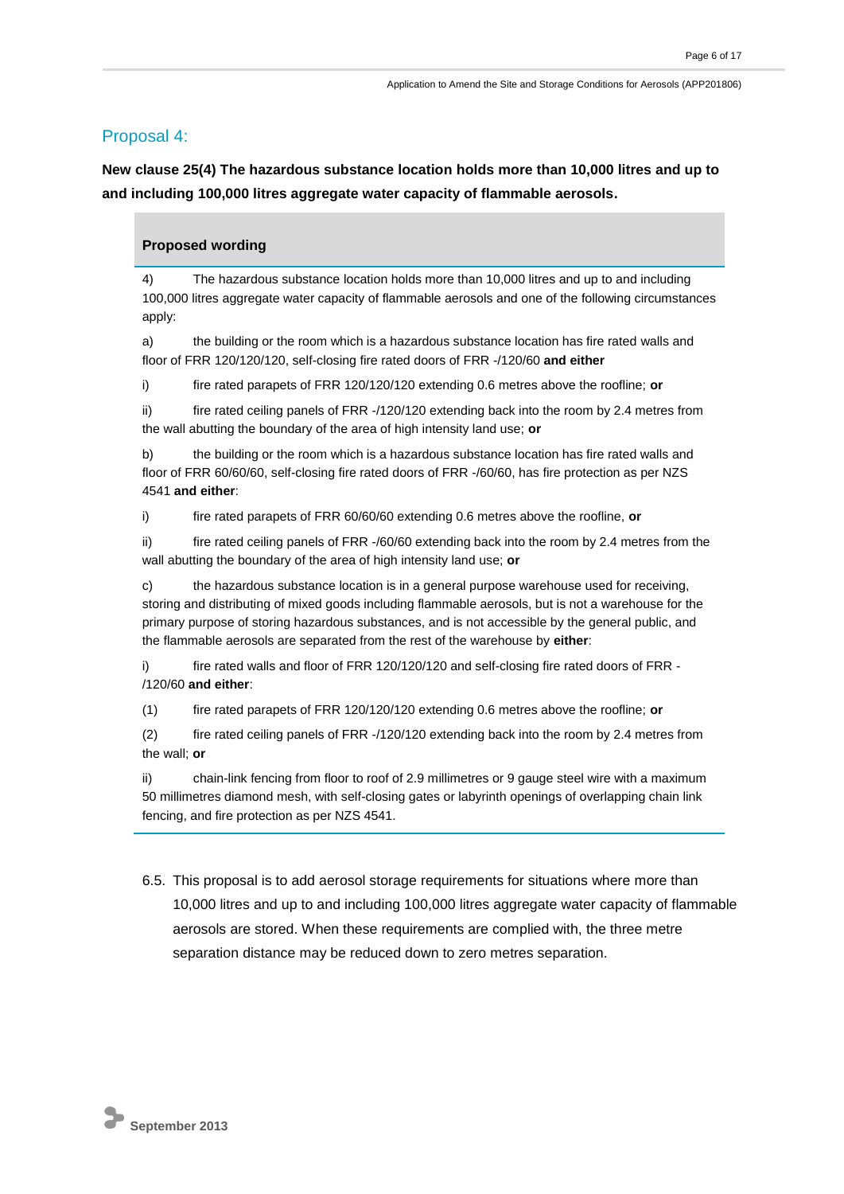## Proposal 4:

**New clause 25(4) The hazardous substance location holds more than 10,000 litres and up to and including 100,000 litres aggregate water capacity of flammable aerosols.**

**Proposed wording**

4) The hazardous substance location holds more than 10,000 litres and up to and including 100,000 litres aggregate water capacity of flammable aerosols and one of the following circumstances apply:

a) the building or the room which is a hazardous substance location has fire rated walls and floor of FRR 120/120/120, self-closing fire rated doors of FRR -/120/60 **and either**

i) fire rated parapets of FRR 120/120/120 extending 0.6 metres above the roofline; **or**

ii) fire rated ceiling panels of FRR -/120/120 extending back into the room by 2.4 metres from the wall abutting the boundary of the area of high intensity land use; **or**

b) the building or the room which is a hazardous substance location has fire rated walls and floor of FRR 60/60/60, self-closing fire rated doors of FRR -/60/60, has fire protection as per NZS 4541 **and either**:

i) fire rated parapets of FRR 60/60/60 extending 0.6 metres above the roofline, **or**

ii) fire rated ceiling panels of FRR -/60/60 extending back into the room by 2.4 metres from the wall abutting the boundary of the area of high intensity land use; **or**

c) the hazardous substance location is in a general purpose warehouse used for receiving, storing and distributing of mixed goods including flammable aerosols, but is not a warehouse for the primary purpose of storing hazardous substances, and is not accessible by the general public, and the flammable aerosols are separated from the rest of the warehouse by **either**:

i) fire rated walls and floor of FRR 120/120/120 and self-closing fire rated doors of FRR -/120/60 **and either**:

(1) fire rated parapets of FRR 120/120/120 extending 0.6 metres above the roofline; **or**

(2) fire rated ceiling panels of FRR -/120/120 extending back into the room by 2.4 metres from the wall; **or**

ii) chain-link fencing from floor to roof of 2.9 millimetres or 9 gauge steel wire with a maximum 50 millimetres diamond mesh, with self-closing gates or labyrinth openings of overlapping chain link fencing, and fire protection as per NZS 4541.

6.5. This proposal is to add aerosol storage requirements for situations where more than 10,000 litres and up to and including 100,000 litres aggregate water capacity of flammable aerosols are stored. When these requirements are complied with, the three metre separation distance may be reduced down to zero metres separation.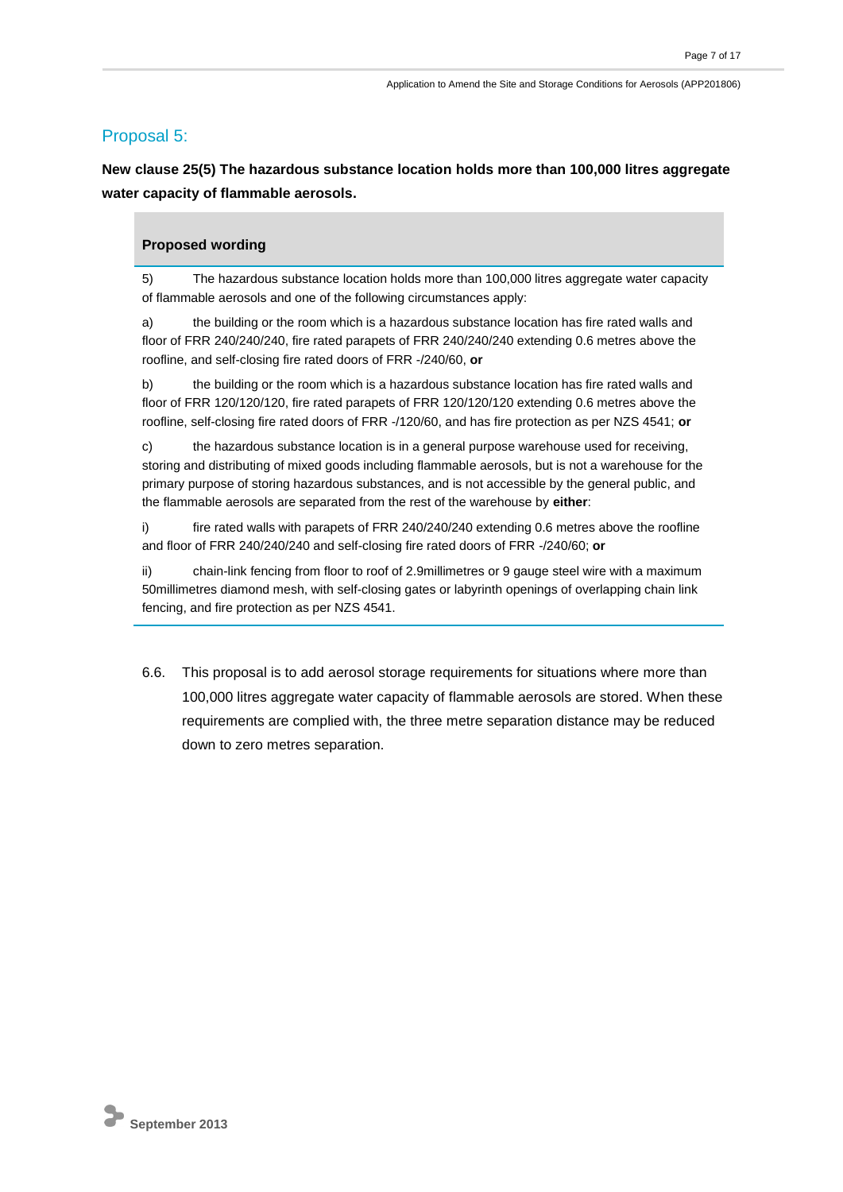## Proposal 5:

**New clause 25(5) The hazardous substance location holds more than 100,000 litres aggregate water capacity of flammable aerosols.**

**Proposed wording**

5) The hazardous substance location holds more than 100,000 litres aggregate water capacity of flammable aerosols and one of the following circumstances apply:

a) the building or the room which is a hazardous substance location has fire rated walls and floor of FRR 240/240/240, fire rated parapets of FRR 240/240/240 extending 0.6 metres above the roofline, and self-closing fire rated doors of FRR -/240/60, **or**

b) the building or the room which is a hazardous substance location has fire rated walls and floor of FRR 120/120/120, fire rated parapets of FRR 120/120/120 extending 0.6 metres above the roofline, self-closing fire rated doors of FRR -/120/60, and has fire protection as per NZS 4541; **or**

c) the hazardous substance location is in a general purpose warehouse used for receiving, storing and distributing of mixed goods including flammable aerosols, but is not a warehouse for the primary purpose of storing hazardous substances, and is not accessible by the general public, and the flammable aerosols are separated from the rest of the warehouse by **either**:

i) fire rated walls with parapets of FRR 240/240/240 extending 0.6 metres above the roofline and floor of FRR 240/240/240 and self-closing fire rated doors of FRR -/240/60; **or**

ii) chain-link fencing from floor to roof of 2.9millimetres or 9 gauge steel wire with a maximum 50millimetres diamond mesh, with self-closing gates or labyrinth openings of overlapping chain link fencing, and fire protection as per NZS 4541.

6.6. This proposal is to add aerosol storage requirements for situations where more than 100,000 litres aggregate water capacity of flammable aerosols are stored. When these requirements are complied with, the three metre separation distance may be reduced down to zero metres separation.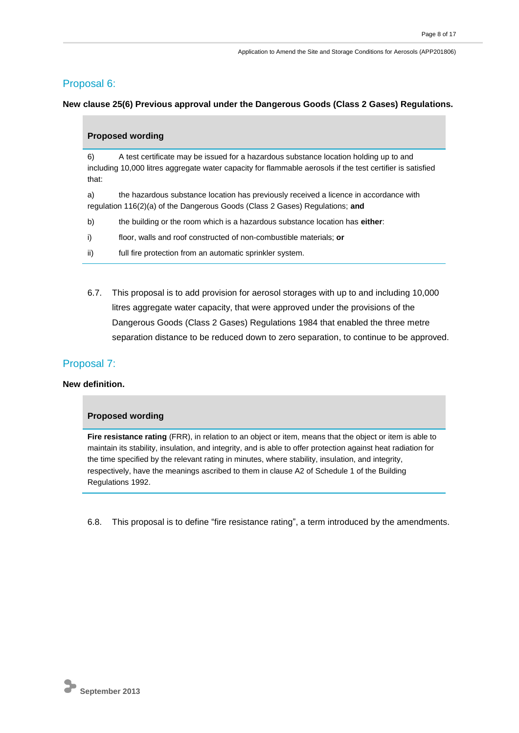## Proposal 6:

**New clause 25(6) Previous approval under the Dangerous Goods (Class 2 Gases) Regulations.**

**Proposed wording**

6) A test certificate may be issued for a hazardous substance location holding up to and including 10,000 litres aggregate water capacity for flammable aerosols if the test certifier is satisfied that:

a) the hazardous substance location has previously received a licence in accordance with regulation 116(2)(a) of the Dangerous Goods (Class 2 Gases) Regulations; **and**

b) the building or the room which is a hazardous substance location has **either**:

i) floor, walls and roof constructed of non-combustible materials; **or**

ii) full fire protection from an automatic sprinkler system.

6.7. This proposal is to add provision for aerosol storages with up to and including 10,000 litres aggregate water capacity, that were approved under the provisions of the Dangerous Goods (Class 2 Gases) Regulations 1984 that enabled the three metre separation distance to be reduced down to zero separation, to continue to be approved.

## Proposal 7:

**New definition.**

**Proposed wording**

**Fire resistance rating** (FRR), in relation to an object or item, means that the object or item is able to maintain its stability, insulation, and integrity, and is able to offer protection against heat radiation for the time specified by the relevant rating in minutes, where stability, insulation, and integrity, respectively, have the meanings ascribed to them in clause A2 of Schedule 1 of the Building Regulations 1992.

6.8. This proposal is to define "fire resistance rating", a term introduced by the amendments.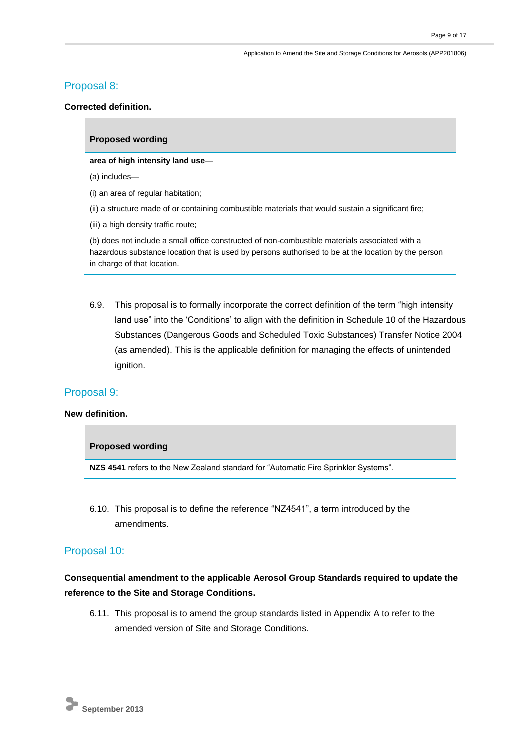## Proposal 8:

**Corrected definition.**

> **Proposed wording**
>
> **area of high intensity land use**—
>
> (a) includes—
>
> (i) an area of regular habitation;
>
> (ii) a structure made of or containing combustible materials that would sustain a significant fire;
>
> (iii) a high density traffic route;
>
> (b) does not include a small office constructed of non-combustible materials associated with a hazardous substance location that is used by persons authorised to be at the location by the person in charge of that location.

6.9. This proposal is to formally incorporate the correct definition of the term "high intensity land use" into the 'Conditions' to align with the definition in Schedule 10 of the Hazardous Substances (Dangerous Goods and Scheduled Toxic Substances) Transfer Notice 2004 (as amended). This is the applicable definition for managing the effects of unintended ignition.

## Proposal 9:

**New definition.**

> **Proposed wording**
>
> **NZS 4541** refers to the New Zealand standard for "Automatic Fire Sprinkler Systems".

6.10. This proposal is to define the reference "NZ4541", a term introduced by the amendments.

## Proposal 10:

**Consequential amendment to the applicable Aerosol Group Standards required to update the reference to the Site and Storage Conditions.**

6.11. This proposal is to amend the group standards listed in Appendix A to refer to the amended version of Site and Storage Conditions.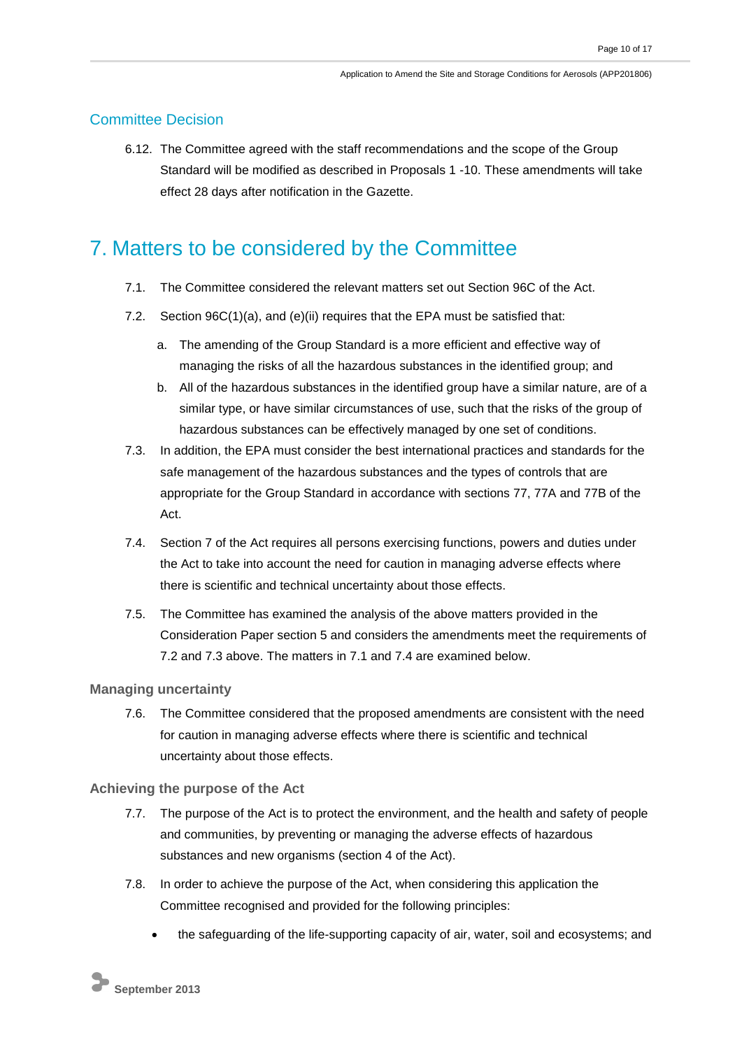## Committee Decision

6.12. The Committee agreed with the staff recommendations and the scope of the Group Standard will be modified as described in Proposals 1 -10. These amendments will take effect 28 days after notification in the Gazette.

# 7. Matters to be considered by the Committee

7.1. The Committee considered the relevant matters set out Section 96C of the Act.

7.2. Section 96C(1)(a), and (e)(ii) requires that the EPA must be satisfied that:

a. The amending of the Group Standard is a more efficient and effective way of managing the risks of all the hazardous substances in the identified group; and

b. All of the hazardous substances in the identified group have a similar nature, are of a similar type, or have similar circumstances of use, such that the risks of the group of hazardous substances can be effectively managed by one set of conditions.

7.3. In addition, the EPA must consider the best international practices and standards for the safe management of the hazardous substances and the types of controls that are appropriate for the Group Standard in accordance with sections 77, 77A and 77B of the Act.

7.4. Section 7 of the Act requires all persons exercising functions, powers and duties under the Act to take into account the need for caution in managing adverse effects where there is scientific and technical uncertainty about those effects.

7.5. The Committee has examined the analysis of the above matters provided in the Consideration Paper section 5 and considers the amendments meet the requirements of 7.2 and 7.3 above. The matters in 7.1 and 7.4 are examined below.

### Managing uncertainty

7.6. The Committee considered that the proposed amendments are consistent with the need for caution in managing adverse effects where there is scientific and technical uncertainty about those effects.

### Achieving the purpose of the Act

7.7. The purpose of the Act is to protect the environment, and the health and safety of people and communities, by preventing or managing the adverse effects of hazardous substances and new organisms (section 4 of the Act).

7.8. In order to achieve the purpose of the Act, when considering this application the Committee recognised and provided for the following principles:

- the safeguarding of the life-supporting capacity of air, water, soil and ecosystems; and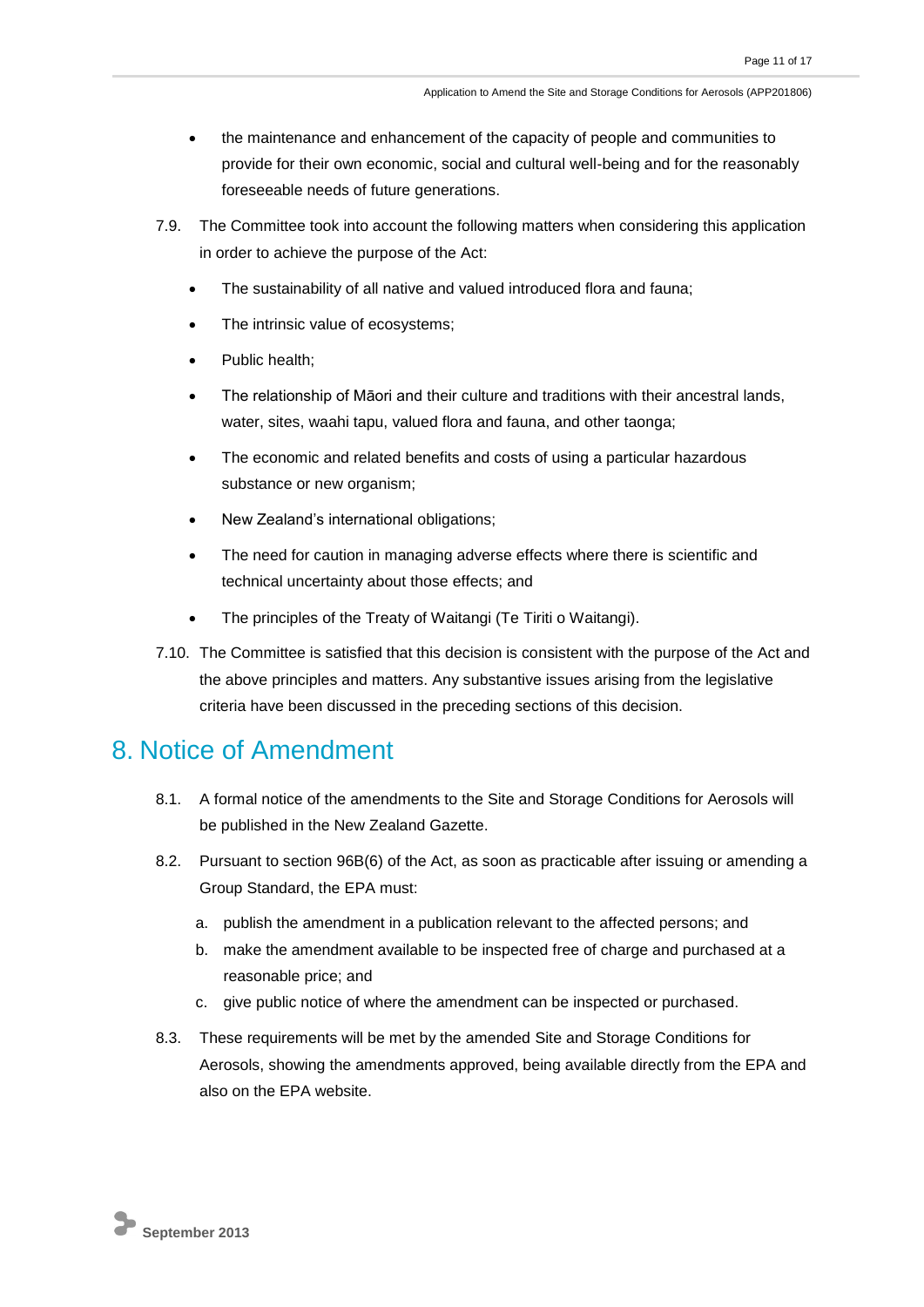- the maintenance and enhancement of the capacity of people and communities to provide for their own economic, social and cultural well-being and for the reasonably foreseeable needs of future generations.

7.9. The Committee took into account the following matters when considering this application in order to achieve the purpose of the Act:

- The sustainability of all native and valued introduced flora and fauna;
- The intrinsic value of ecosystems;
- Public health;
- The relationship of Māori and their culture and traditions with their ancestral lands, water, sites, waahi tapu, valued flora and fauna, and other taonga;
- The economic and related benefits and costs of using a particular hazardous substance or new organism;
- New Zealand's international obligations;
- The need for caution in managing adverse effects where there is scientific and technical uncertainty about those effects; and
- The principles of the Treaty of Waitangi (Te Tiriti o Waitangi).

7.10. The Committee is satisfied that this decision is consistent with the purpose of the Act and the above principles and matters. Any substantive issues arising from the legislative criteria have been discussed in the preceding sections of this decision.

# 8. Notice of Amendment

8.1. A formal notice of the amendments to the Site and Storage Conditions for Aerosols will be published in the New Zealand Gazette.

8.2. Pursuant to section 96B(6) of the Act, as soon as practicable after issuing or amending a Group Standard, the EPA must:

a. publish the amendment in a publication relevant to the affected persons; and
b. make the amendment available to be inspected free of charge and purchased at a reasonable price; and
c. give public notice of where the amendment can be inspected or purchased.

8.3. These requirements will be met by the amended Site and Storage Conditions for Aerosols, showing the amendments approved, being available directly from the EPA and also on the EPA website.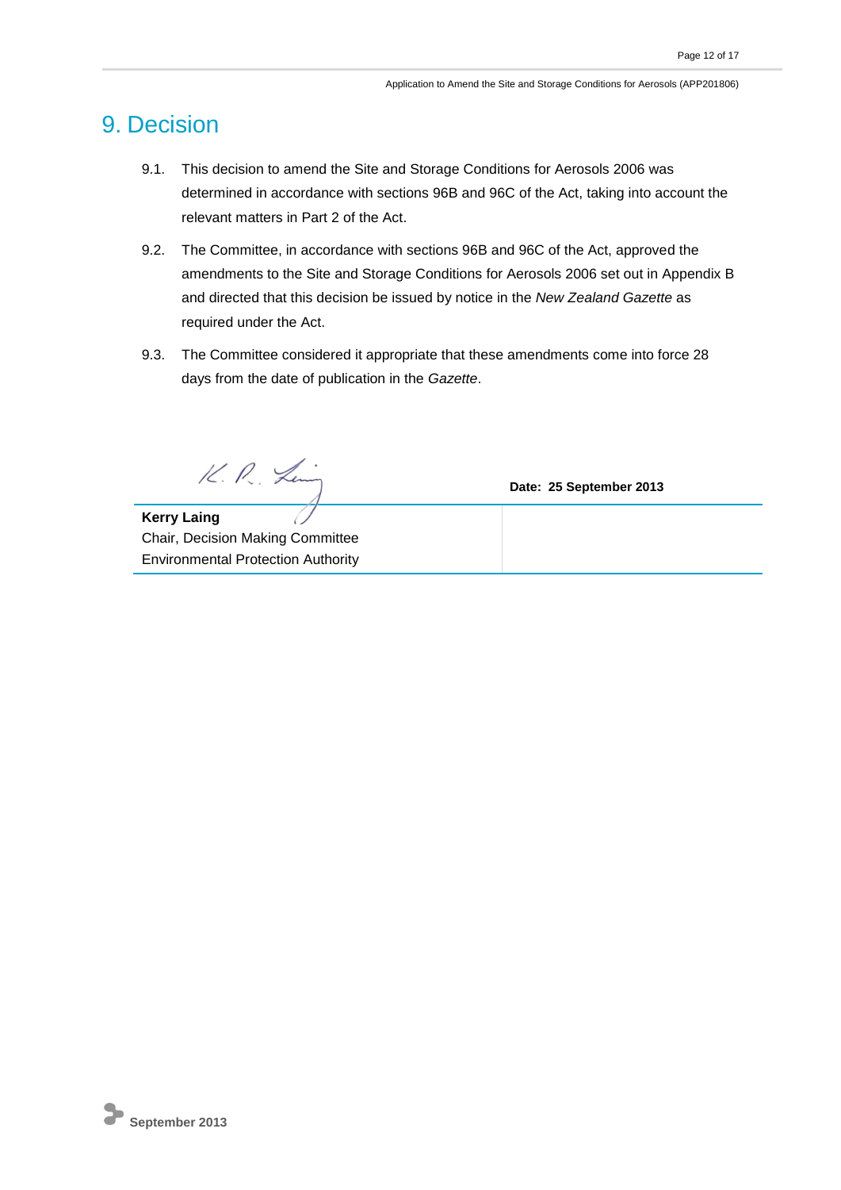# 9. Decision

9.1. This decision to amend the Site and Storage Conditions for Aerosols 2006 was determined in accordance with sections 96B and 96C of the Act, taking into account the relevant matters in Part 2 of the Act.

9.2. The Committee, in accordance with sections 96B and 96C of the Act, approved the amendments to the Site and Storage Conditions for Aerosols 2006 set out in Appendix B and directed that this decision be issued by notice in the *New Zealand Gazette* as required under the Act.

9.3. The Committee considered it appropriate that these amendments come into force 28 days from the date of publication in the *Gazette*.

| | |
|---|---|
| **Kerry Laing**<br>Chair, Decision Making Committee<br>Environmental Protection Authority | **Date: 25 September 2013** |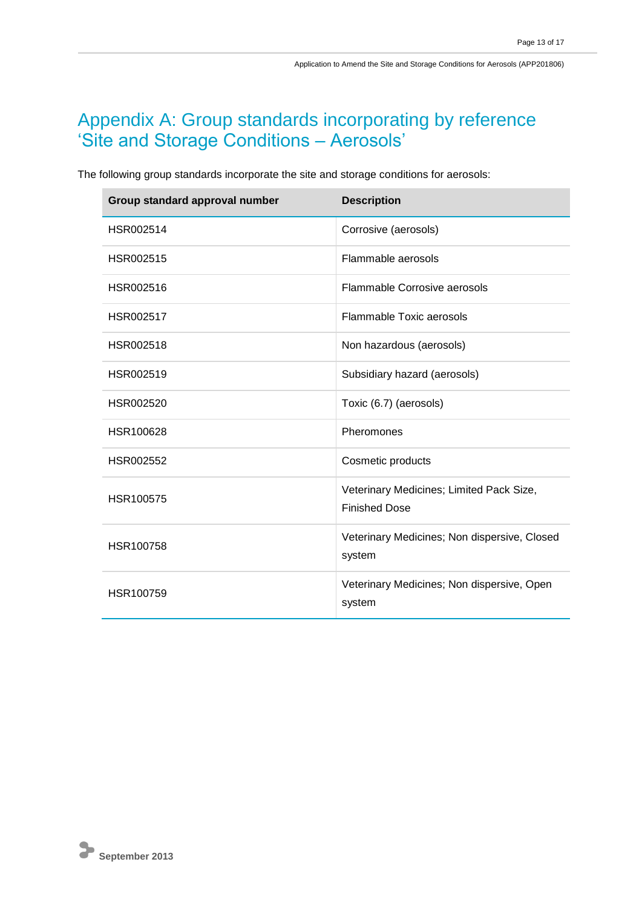# Appendix A: Group standards incorporating by reference 'Site and Storage Conditions – Aerosols'

The following group standards incorporate the site and storage conditions for aerosols:

| Group standard approval number | Description |
|---|---|
| HSR002514 | Corrosive (aerosols) |
| HSR002515 | Flammable aerosols |
| HSR002516 | Flammable Corrosive aerosols |
| HSR002517 | Flammable Toxic aerosols |
| HSR002518 | Non hazardous (aerosols) |
| HSR002519 | Subsidiary hazard (aerosols) |
| HSR002520 | Toxic (6.7) (aerosols) |
| HSR100628 | Pheromones |
| HSR002552 | Cosmetic products |
| HSR100575 | Veterinary Medicines; Limited Pack Size, Finished Dose |
| HSR100758 | Veterinary Medicines; Non dispersive, Closed system |
| HSR100759 | Veterinary Medicines; Non dispersive, Open system |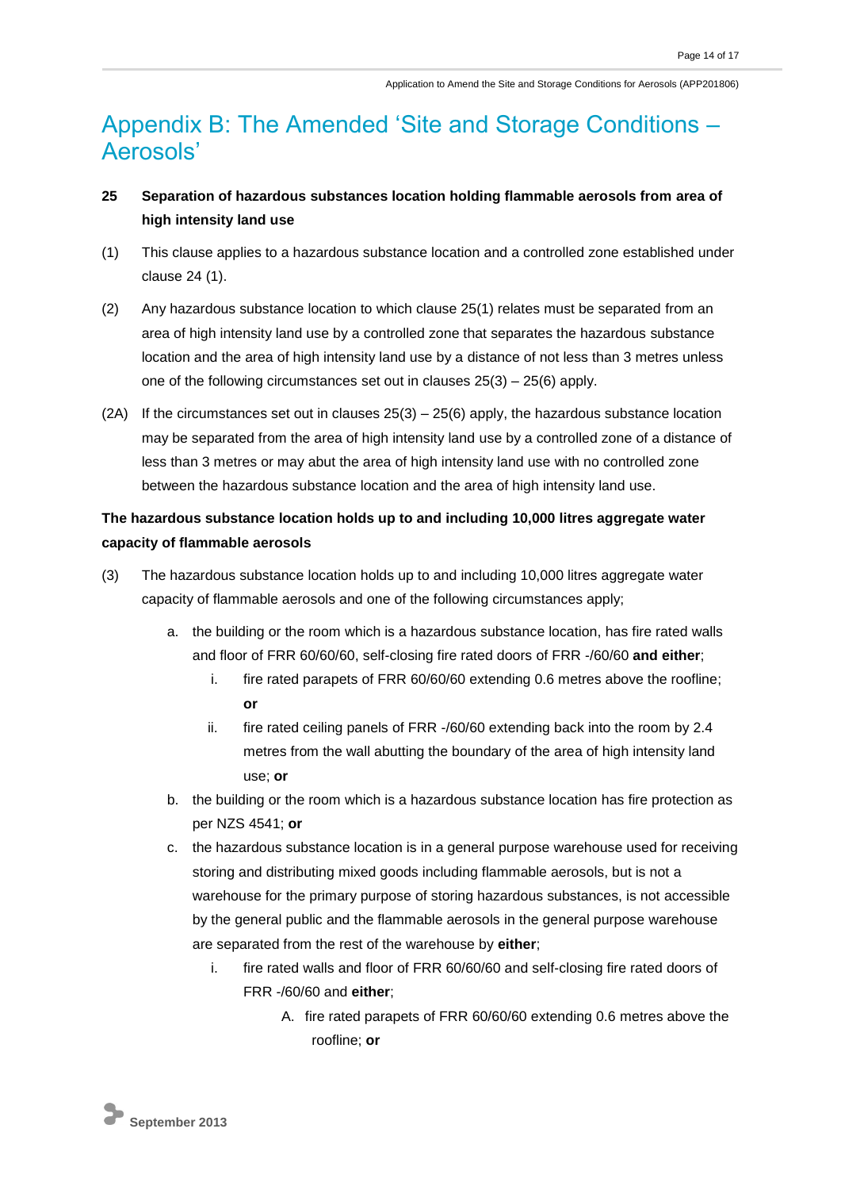# Appendix B: The Amended 'Site and Storage Conditions – Aerosols'

**25 Separation of hazardous substances location holding flammable aerosols from area of high intensity land use**

(1) This clause applies to a hazardous substance location and a controlled zone established under clause 24 (1).

(2) Any hazardous substance location to which clause 25(1) relates must be separated from an area of high intensity land use by a controlled zone that separates the hazardous substance location and the area of high intensity land use by a distance of not less than 3 metres unless one of the following circumstances set out in clauses 25(3) – 25(6) apply.

(2A) If the circumstances set out in clauses 25(3) – 25(6) apply, the hazardous substance location may be separated from the area of high intensity land use by a controlled zone of a distance of less than 3 metres or may abut the area of high intensity land use with no controlled zone between the hazardous substance location and the area of high intensity land use.

**The hazardous substance location holds up to and including 10,000 litres aggregate water capacity of flammable aerosols**

(3) The hazardous substance location holds up to and including 10,000 litres aggregate water capacity of flammable aerosols and one of the following circumstances apply;

a. the building or the room which is a hazardous substance location, has fire rated walls and floor of FRR 60/60/60, self-closing fire rated doors of FRR -/60/60 **and either**;
   i. fire rated parapets of FRR 60/60/60 extending 0.6 metres above the roofline; **or**
   ii. fire rated ceiling panels of FRR -/60/60 extending back into the room by 2.4 metres from the wall abutting the boundary of the area of high intensity land use; **or**

b. the building or the room which is a hazardous substance location has fire protection as per NZS 4541; **or**

c. the hazardous substance location is in a general purpose warehouse used for receiving storing and distributing mixed goods including flammable aerosols, but is not a warehouse for the primary purpose of storing hazardous substances, is not accessible by the general public and the flammable aerosols in the general purpose warehouse are separated from the rest of the warehouse by **either**;
   i. fire rated walls and floor of FRR 60/60/60 and self-closing fire rated doors of FRR -/60/60 and **either**;
      A. fire rated parapets of FRR 60/60/60 extending 0.6 metres above the roofline; **or**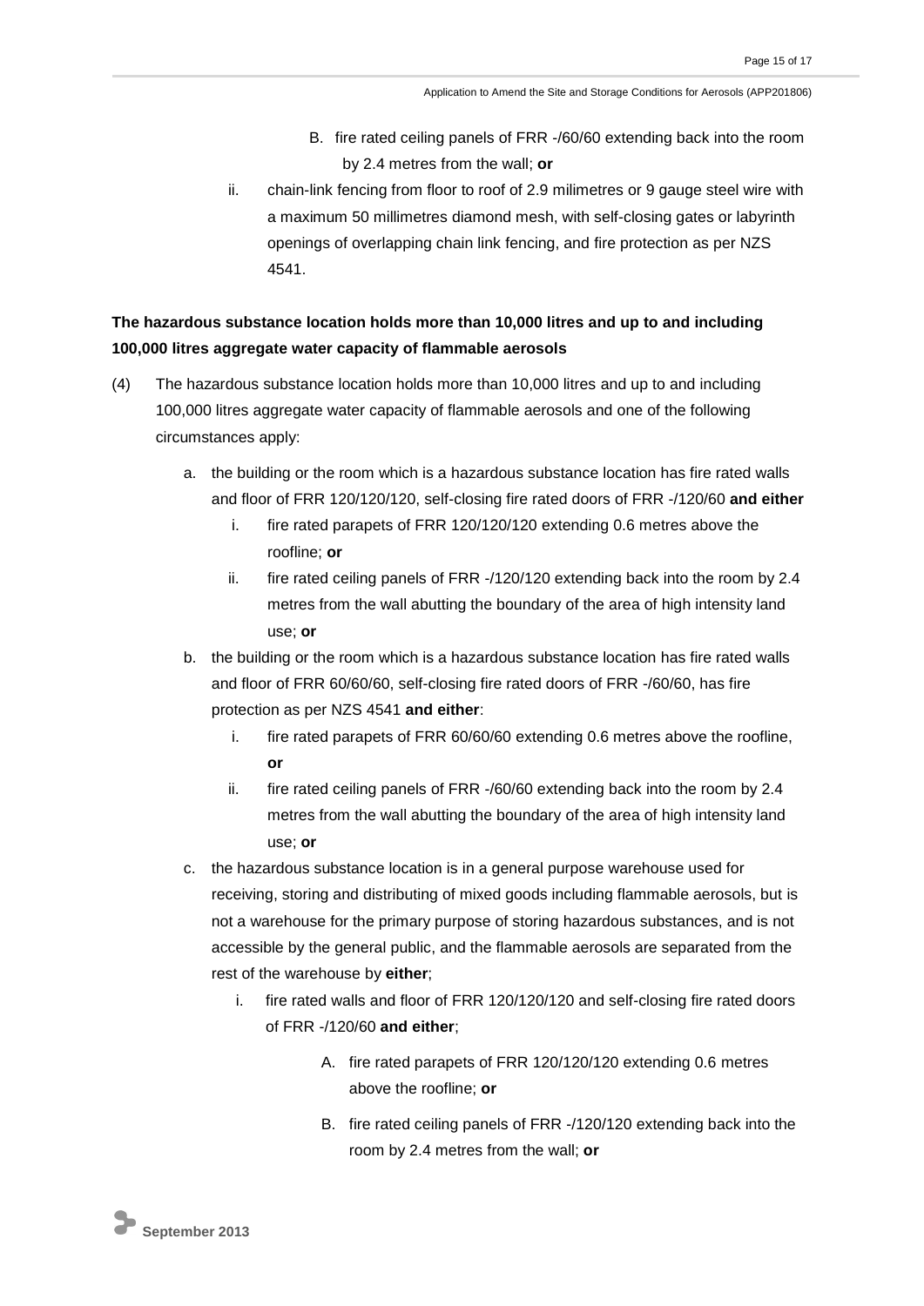B. fire rated ceiling panels of FRR -/60/60 extending back into the room by 2.4 metres from the wall; **or**

ii. chain-link fencing from floor to roof of 2.9 milimetres or 9 gauge steel wire with a maximum 50 millimetres diamond mesh, with self-closing gates or labyrinth openings of overlapping chain link fencing, and fire protection as per NZS 4541.

**The hazardous substance location holds more than 10,000 litres and up to and including 100,000 litres aggregate water capacity of flammable aerosols**

(4) The hazardous substance location holds more than 10,000 litres and up to and including 100,000 litres aggregate water capacity of flammable aerosols and one of the following circumstances apply:

a. the building or the room which is a hazardous substance location has fire rated walls and floor of FRR 120/120/120, self-closing fire rated doors of FRR -/120/60 **and either**

  i. fire rated parapets of FRR 120/120/120 extending 0.6 metres above the roofline; **or**

  ii. fire rated ceiling panels of FRR -/120/120 extending back into the room by 2.4 metres from the wall abutting the boundary of the area of high intensity land use; **or**

b. the building or the room which is a hazardous substance location has fire rated walls and floor of FRR 60/60/60, self-closing fire rated doors of FRR -/60/60, has fire protection as per NZS 4541 **and either**:

  i. fire rated parapets of FRR 60/60/60 extending 0.6 metres above the roofline, **or**

  ii. fire rated ceiling panels of FRR -/60/60 extending back into the room by 2.4 metres from the wall abutting the boundary of the area of high intensity land use; **or**

c. the hazardous substance location is in a general purpose warehouse used for receiving, storing and distributing of mixed goods including flammable aerosols, but is not a warehouse for the primary purpose of storing hazardous substances, and is not accessible by the general public, and the flammable aerosols are separated from the rest of the warehouse by **either**;

  i. fire rated walls and floor of FRR 120/120/120 and self-closing fire rated doors of FRR -/120/60 **and either**;

    A. fire rated parapets of FRR 120/120/120 extending 0.6 metres above the roofline; **or**

    B. fire rated ceiling panels of FRR -/120/120 extending back into the room by 2.4 metres from the wall; **or**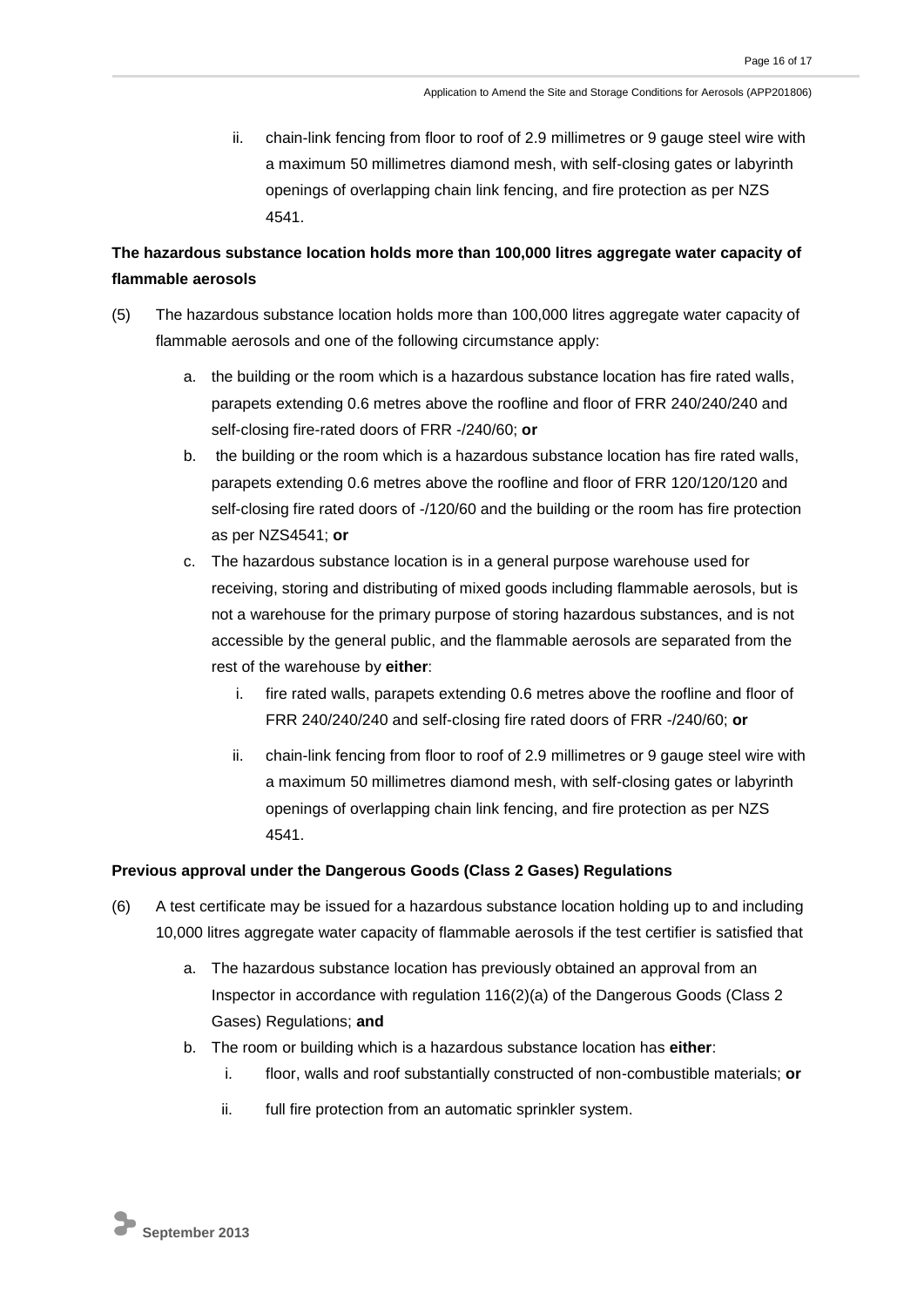ii. chain-link fencing from floor to roof of 2.9 millimetres or 9 gauge steel wire with a maximum 50 millimetres diamond mesh, with self-closing gates or labyrinth openings of overlapping chain link fencing, and fire protection as per NZS 4541.

**The hazardous substance location holds more than 100,000 litres aggregate water capacity of flammable aerosols**

(5) The hazardous substance location holds more than 100,000 litres aggregate water capacity of flammable aerosols and one of the following circumstance apply:

a. the building or the room which is a hazardous substance location has fire rated walls, parapets extending 0.6 metres above the roofline and floor of FRR 240/240/240 and self-closing fire-rated doors of FRR -/240/60; **or**

b. the building or the room which is a hazardous substance location has fire rated walls, parapets extending 0.6 metres above the roofline and floor of FRR 120/120/120 and self-closing fire rated doors of -/120/60 and the building or the room has fire protection as per NZS4541; **or**

c. The hazardous substance location is in a general purpose warehouse used for receiving, storing and distributing of mixed goods including flammable aerosols, but is not a warehouse for the primary purpose of storing hazardous substances, and is not accessible by the general public, and the flammable aerosols are separated from the rest of the warehouse by **either**:

   i. fire rated walls, parapets extending 0.6 metres above the roofline and floor of FRR 240/240/240 and self-closing fire rated doors of FRR -/240/60; **or**

   ii. chain-link fencing from floor to roof of 2.9 millimetres or 9 gauge steel wire with a maximum 50 millimetres diamond mesh, with self-closing gates or labyrinth openings of overlapping chain link fencing, and fire protection as per NZS 4541.

**Previous approval under the Dangerous Goods (Class 2 Gases) Regulations**

(6) A test certificate may be issued for a hazardous substance location holding up to and including 10,000 litres aggregate water capacity of flammable aerosols if the test certifier is satisfied that

a. The hazardous substance location has previously obtained an approval from an Inspector in accordance with regulation 116(2)(a) of the Dangerous Goods (Class 2 Gases) Regulations; **and**

b. The room or building which is a hazardous substance location has **either**:

   i. floor, walls and roof substantially constructed of non-combustible materials; **or**

   ii. full fire protection from an automatic sprinkler system.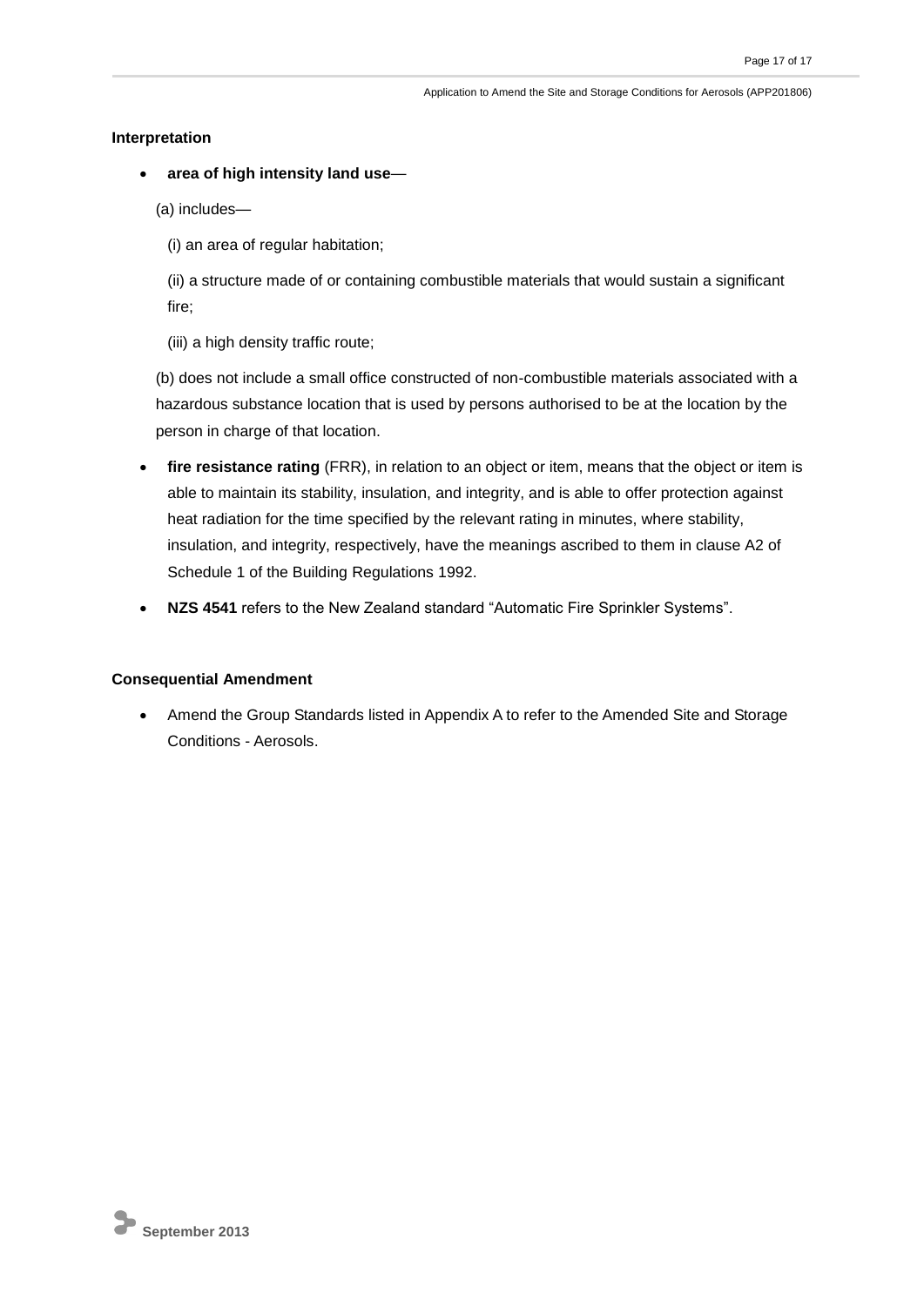**Interpretation**

- **area of high intensity land use**—

  (a) includes—

    (i) an area of regular habitation;

    (ii) a structure made of or containing combustible materials that would sustain a significant fire;

    (iii) a high density traffic route;

  (b) does not include a small office constructed of non-combustible materials associated with a hazardous substance location that is used by persons authorised to be at the location by the person in charge of that location.

- **fire resistance rating** (FRR), in relation to an object or item, means that the object or item is able to maintain its stability, insulation, and integrity, and is able to offer protection against heat radiation for the time specified by the relevant rating in minutes, where stability, insulation, and integrity, respectively, have the meanings ascribed to them in clause A2 of Schedule 1 of the Building Regulations 1992.
- **NZS 4541** refers to the New Zealand standard "Automatic Fire Sprinkler Systems".

**Consequential Amendment**

- Amend the Group Standards listed in Appendix A to refer to the Amended Site and Storage Conditions - Aerosols.